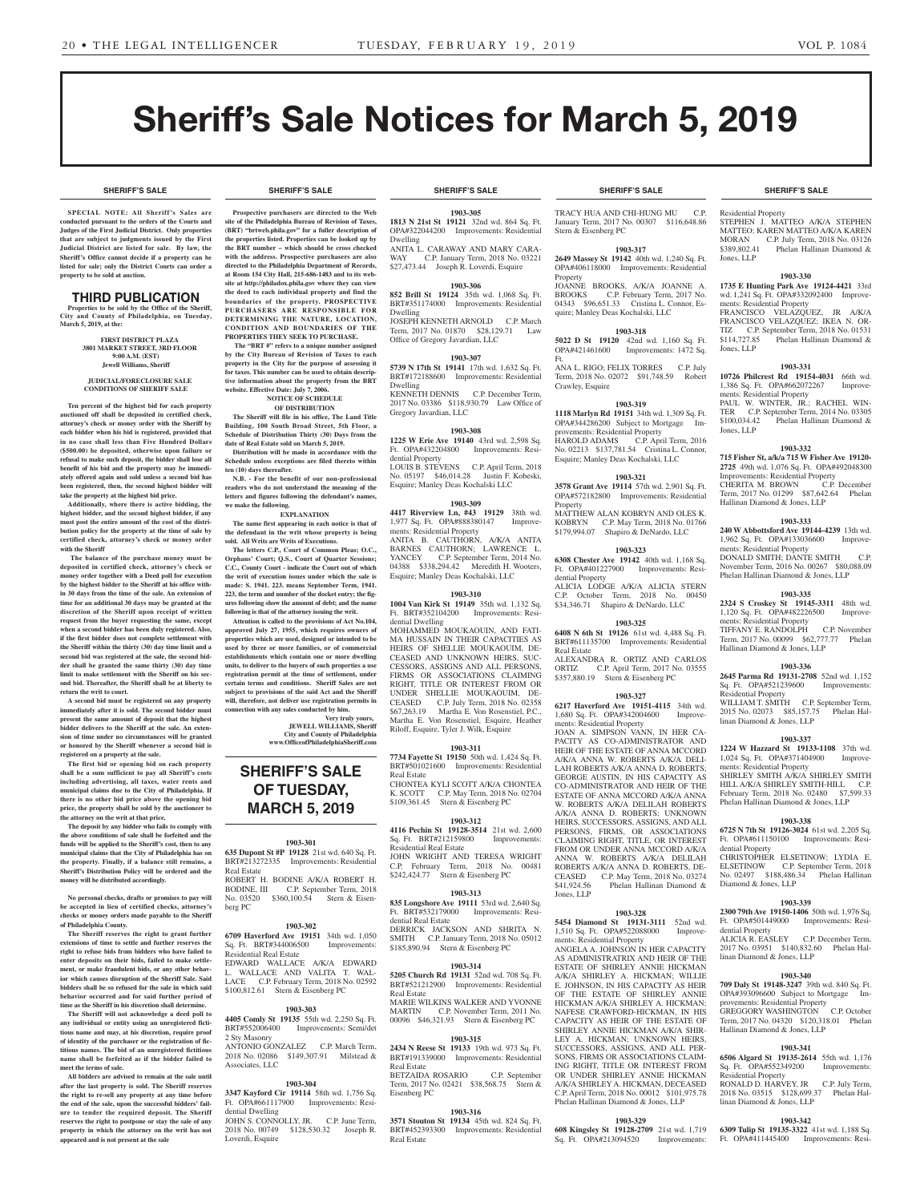# Sheriff's Sale Notices for March 5, 2019

## SHERIFF'S SALE

**SPECIAL NOTE: All Sheriff's Sales are conducted pursuant to the orders of the Courts and Judges of the First Judicial District. Only properties that are subject to judgments issued by the First Judicial District are listed for sale. By law, the Sheriff's Office cannot decide if a property can be listed for sale; only the District Courts can order a property to be sold at auction.**

## THIRD PUBLICATION

**Properties to be sold by the Office of the Sheriff, City and County of Philadelphia, on Tuesday, March 5, 2019, at the:**

**FIRST DISTRICT PLAZA**
**3801 MARKET STREET, 3RD FLOOR**
**9:00 A.M. (EST)**
**Jewell Williams, Sheriff**

**JUDICIAL/FORECLOSURE SALE CONDITIONS OF SHERIFF SALE**

**Ten percent of the highest bid for each property auctioned off shall be deposited in certified check, attorney's check or money order with the Sheriff by each bidder when his bid is registered, provided that in no case shall less than Five Hundred Dollars ($500.00) be deposited, otherwise upon failure or refusal to make such deposit, the bidder shall lose all benefit of his bid and the property may be immediately offered again and sold unless a second bid has been registered, then, the second highest bidder will take the property at the highest bid price.**

**Additionally, where there is active bidding, the highest bidder, and the second highest bidder, if any must post the entire amount of the cost of the distribution policy for the property at the time of sale by certified check, attorney's check or money order with the Sheriff**

**The balance of the purchase money must be deposited in certified check, attorney's check or money order together with a Deed poll for execution by the highest bidder to the Sheriff at his office within 30 days from the time of the sale. An extension of time for an additional 30 days may be granted at the discretion of the Sheriff upon receipt of written request from the buyer requesting the same, except when a second bidder has been duly registered. Also, if the first bidder does not complete settlement with the Sheriff within the thirty (30) day time limit and a second bid was registered at the sale, the second bidder shall be granted the same thirty (30) day time limit to make settlement with the Sheriff on his second bid. Thereafter, the Sheriff shall be at liberty to return the writ to court.**

**A second bid must be registered on any property immediately after it is sold. The second bidder must present the same amount of deposit that the highest bidder delivers to the Sheriff at the sale. An extension of time under no circumstances will be granted or honored by the Sheriff whenever a second bid is registered on a property at the sale.**

**The first bid or opening bid on each property shall be a sum sufficient to pay all Sheriff's costs including advertising, all taxes, water rents and municipal claims due to the City of Philadelphia. If there is no other bid price above the opening bid price, the property shall be sold by the auctioneer to the attorney on the writ at that price.**

**The deposit by any bidder who fails to comply with the above conditions of sale shall be forfeited and the funds will be applied to the Sheriff's cost, then to any municipal claims that the City of Philadelphia has on the property. Finally, if a balance still remains, a Sheriff's Distribution Policy will be ordered and the money will be distributed accordingly.**

**No personal checks, drafts or promises to pay will be accepted in lieu of certified checks, attorney's checks or money orders made payable to the Sheriff of Philadelphia County.**

**The Sheriff reserves the right to grant further extensions of time to settle and further reserves the right to refuse bids from bidders who have failed to enter deposits on their bids, failed to make settlement, or make fraudulent bids, or any other behavior which causes disruption of the Sheriff Sale. Said bidders shall be so refused for the sale in which said behavior occurred and for said further period of time as the Sheriff in his discretion shall determine.**

**The Sheriff will not acknowledge a deed poll to any individual or entity using an unregistered fictitious name and may, at his discretion, require proof of identity of the purchaser or the registration of fictitious names. The bid of an unregistered fictitious name shall be forfeited as if the bidder failed to meet the terms of sale.**

**All bidders are advised to remain at the sale until after the last property is sold. The Sheriff reserves the right to re-sell any property at any time before the end of the sale, upon the successful bidders' failure to tender the required deposit. The Sheriff reserves the right to postpone or stay the sale of any property in which the attorney on the writ has not appeared and is not present at the sale**

**Prospective purchasers are directed to the Web site of the Philadelphia Bureau of Revision of Taxes, (BRT) "brtweb.phila.gov" for a fuller description of the properties listed. Properties can be looked up by the BRT number – which should be cross checked with the address. Prospective purchasers are also directed to the Philadelphia Department of Records, at Room 154 City Hall, 215-686-1483 and to its website at http://philadox.phila.gov where they can view the deed to each individual property and find the boundaries of the property. PROSPECTIVE PURCHASERS ARE RESPONSIBLE FOR DETERMINING THE NATURE, LOCATION, CONDITION AND BOUNDARIES OF THE PROPERTIES THEY SEEK TO PURCHASE.**

**The "BRT #" refers to a unique number assigned by the City Bureau of Revision of Taxes to each property in the City for the purpose of assessing it for taxes. This number can be used to obtain descriptive information about the property from the BRT website. Effective Date: July 7, 2006.**

**NOTICE OF SCHEDULE OF DISTRIBUTION**

**The Sheriff will file in his office, The Land Title Building, 100 South Broad Street, 5th Floor, a Schedule of Distribution Thirty (30) Days from the date of Real Estate sold on March 5, 2019.**

**Distribution will be made in accordance with the Schedule unless exceptions are filed thereto within ten (10) days thereafter.**

**N.B. - For the benefit of our non-professional readers who do not understand the meaning of the letters and figures following the defendant's names, we make the following.**

**EXPLANATION**

**The name first appearing in each notice is that of the defendant in the writ whose property is being sold. All Writs are Writs of Executions.**

**The letters C.P., Court of Common Pleas; O.C., Orphans' Court; Q.S., Court of Quarter Sessions; C.C., County Court - indicate the Court out of which the writ of execution issues under which the sale is made: S. 1941. 223. means September Term, 1941. 223, the term and number of the docket entry; the figures following show the amount of debt; and the name following is that of the attorney issuing the writ.**

**Attention is called to the provisions of Act No.104, approved July 27, 1955, which requires owners of properties which are used, designed or intended to be used by three or more families, or of commercial establishments which contain one or more dwelling units, to deliver to the buyers of such properties a use registration permit at the time of settlement, under certain terms and conditions. Sheriff Sales are not subject to provisions of the said Act and the Sheriff will, therefore, not deliver use registration permits in connection with any sales conducted by him.**

**Very truly yours,**
**JEWELL WILLIAMS, Sheriff**
**City and County of Philadelphia**
**www.OfficeofPhiladelphiaSheriff.com**

## SHERIFF'S SALE OF TUESDAY, MARCH 5, 2019

**1903-301**
**635 Dupont St #P 19128** 21st wd. 640 Sq. Ft. BRT#213272335 Improvements: Residential Real Estate
ROBERT H. BODINE A/K/A ROBERT H. BODINE, III C.P. September Term, 2018 No. 03520 $360,100.54 Stern & Eisenberg PC

**1903-302**
**6709 Haverford Ave 19151** 34th wd. 1,050 Sq. Ft. BRT#344006500 Improvements: Residential Real Estate
EDWARD WALLACE A/K/A EDWARD L. WALLACE AND VALITA T. WALLACE C.P. February Term, 2018 No. 02592 $100,812.61 Stern & Eisenberg PC

**1903-303**
**4405 Comly St 19135** 55th wd. 2,250 Sq. Ft. BRT#552006400 Improvements: Semi/det 2 Sty Masonry
ANTONIO GONZALEZ C.P. March Term, 2018 No. 02086 $149,307.91 Milstead & Associates, LLC

**1903-304**
**3347 Kayford Cir 19114** 58th wd. 1,756 Sq. Ft. OPA#661117900 Improvements: Residential Dwelling
JOHN S. CONNOLLY, JR. C.P. June Term, 2018 No. 00749 $128,530.32 Joseph R. Loverdi, Esquire

**1903-305**
**1813 N 21st St 19121** 32nd wd. 864 Sq. Ft. OPA#322044200 Improvements: Residential Dwelling
ANITA L. CARAWAY AND MARY CARAWAY C.P. January Term, 2018 No. 03221 $27,473.44 Joseph R. Loverdi, Esquire

**1903-306**
**852 Brill St 19124** 35th wd. 1,068 Sq. Ft. BRT#351174000 Improvements: Residential Dwelling
JOSEPH KENNETH ARNOLD C.P. March Term, 2017 No. 01870 $28,129.71 Law Office of Gregory Javardian, LLC

**1903-307**
**5739 N 17th St 19141** 17th wd. 1,632 Sq. Ft. BRT#172188600 Improvements: Residential Dwelling
KENNETH DENNIS C.P. December Term, 2017 No. 03386 $118,930.79 Law Office of Gregory Javardian, LLC

**1903-308**
**1225 W Erie Ave 19140** 43rd wd. 2,598 Sq. Ft. OPA#432204800 Improvements: Residential Property
LOUIS B. STEVENS C.P. April Term, 2018 No. 05197 $46,014.28 Justin F. Kobeski, Esquire; Manley Deas Kochalski LLC

**1903-309**
**4417 Riverview Ln, #43 19129** 38th wd. 1,977 Sq. Ft. OPA#888380147 Improvements: Residential Property
ANITA B. CAUTHORN, A/K/A ANITA BARNES CAUTHORN; LAWRENCE L. YANCEY C.P. September Term, 2014 No. 04388 $338,294.42 Meredith H. Wooters, Esquire; Manley Deas Kochalski LLC

**1903-310**
**1004 Van Kirk St 19149** 35th wd. 1,132 Sq. Ft. BRT#352104200 Improvements: Residential Dwelling
MOHAMMED MOUKAOUIN, AND FATIMA HUSSAIN IN THEIR CAPACITIES AS HEIRS OF SHELLIE MOUKAOUIM, DECEASED AND UNKNOWN HEIRS, SUCCESSORS, ASSIGNS AND ALL PERSONS, FIRMS OR ASSOCIATIONS CLAIMING RIGHT, TITLE OR INTEREST FROM OR UNDER SHELLIE MOUKAOUIM, DECEASED C.P. July Term, 2018 No. 02358 $67,263.19 Martha E. Von Rosenstiel, P.C., Martha E. Von Rosenstiel, Esquire, Heather Riloff, Esquire, Tyler J. Wilk, Esquire

**1903-311**
**7734 Fayette St 19150** 50th wd. 1,424 Sq. Ft. BRT#501021600 Improvements: Residential Real Estate
CHONTEA KYLI SCOTT A/K/A CHONTEA K. SCOTT C.P. May Term, 2018 No. 02704 $109,361.45 Stern & Eisenberg PC

**1903-312**
**4116 Pechin St 19128-3514** 21st wd. 2,600 Sq. Ft. BRT#212159800 Improvements: Residential Real Estate
JOHN WRIGHT AND TERESA WRIGHT C.P. February Term, 2018 No. 00481 $242,424.77 Stern & Eisenberg PC

**1903-313**
**835 Longshore Ave 19111** 53rd wd. 2,640 Sq. Ft. BRT#532179000 Improvements: Residential Real Estate
DERRICK JACKSON AND SHRITA N. SMITH C.P. January Term, 2018 No. 05012 $185,890.94 Stern & Eisenberg PC

**1903-314**
**5205 Church Rd 19131** 52nd wd. 708 Sq. Ft. BRT#521212900 Improvements: Residential Real Estate
MARIE WILKINS WALKER AND YVONNE MARTIN C.P. November Term, 2011 No. 00096 $46,321.93 Stern & Eisenberg PC

**1903-315**
**2434 N Reese St 19133** 19th wd. 973 Sq. Ft. BRT#191339000 Improvements: Residential Real Estate
BETZAIDA ROSARIO C.P. September Term, 2017 No. 02421 $38,568.75 Stern & Eisenberg PC

**1903-316**
**3571 Stouton St 19134** 45th wd. 824 Sq. Ft. BRT#452393300 Improvements: Residential Real Estate
TRACY HUA AND CHI-HUNG MU C.P. January Term, 2017 No. 00307 $116,648.86 Stern & Eisenberg PC

**1903-317**
**2649 Massey St 19142** 40th wd. 1,240 Sq. Ft. OPA#406118000 Improvements: Residential Property
JOANNE BROOKS, A/K/A JOANNE A. BROOKS C.P. February Term, 2017 No. 04343 $96,651.33 Cristina L. Connor, Esquire; Manley Deas Kochalski, LLC

**1903-318**
**5022 D St 19120** 42nd wd. 1,160 Sq. Ft. OPA#421461600 Improvements: 1472 Sq. Ft.
ANA L. RIGO; FELIX TORRES C.P. July Term, 2018 No. 02072 $91,748.59 Robert Crawley, Esquire

**1903-319**
**1118 Marlyn Rd 19151** 34th wd. 1,309 Sq. Ft. OPA#344286200 Subject to Mortgage Improvements: Residential Property
HAROLD ADAMS C.P. April Term, 2016 No. 02213 $137,781.54 Cristina L. Connor, Esquire; Manley Deas Kochalski, LLC

**1903-321**
**3578 Grant Ave 19114** 57th wd. 2,901 Sq. Ft. OPA#572182800 Improvements: Residential Property
MATTHEW ALAN KOBRYN AND OLES K. KOBRYN C.P. May Term, 2018 No. 01766 $179,994.07 Shapiro & DeNardo, LLC

**1903-323**
**6308 Chester Ave 19142** 40th wd. 1,168 Sq. Ft. OPA#401227900 Improvements: Residential Property
ALICIA LODGE A/K/A ALICIA STERN C.P. October Term, 2018 No. 00450 $34,346.71 Shapiro & DeNardo, LLC

**1903-325**
**6408 N 6th St 19126** 61st wd. 4,488 Sq. Ft. BRT#611135700 Improvements: Residential Real Estate
ALEXANDRA R. ORTIZ AND CARLOS ORTIZ C.P. April Term, 2017 No. 03555 $357,880.19 Stern & Eisenberg PC

**1903-327**
**6217 Haverford Ave 19151-4115** 34th wd. 1,680 Sq. Ft. OPA#342004600 Improvements: Residential Property
JOAN A. SIMPSON VANN, IN HER CAPACITY AS CO-ADMINISTRATOR AND HEIR OF THE ESTATE OF ANNA MCCORD A/K/A ANNA W. ROBERTS A/K/A DELILAH ROBERTS A/K/A ANNA D. ROBERTS; GEORGE AUSTIN, IN HIS CAPACITY AS CO-ADMINISTRATOR AND HEIR OF THE ESTATE OF ANNA MCCORD A/K/A ANNA W. ROBERTS A/K/A DELILAH ROBERTS A/K/A ANNA D. ROBERTS; UNKNOWN HEIRS, SUCCESSORS, ASSIGNS, AND ALL PERSONS, FIRMS, OR ASSOCIATIONS CLAIMING RIGHT, TITLE, OR INTEREST FROM OR UNDER ANNA MCCORD A/K/A ANNA W. ROBERTS A/K/A DELILAH ROBERTS A/K/A ANNA D. ROBERTS, DECEASED C.P. May Term, 2018 No. 03274 $41,924.56 Phelan Hallinan Diamond & Jones, LLP

**1903-328**
**5454 Diamond St 19131-3111** 52nd wd. 1,510 Sq. Ft. OPA#522088000 Improvements: Residential Property
ANGELA A. JOHNSON IN HER CAPACITY AS ADMINISTRATRIX AND HEIR OF THE ESTATE OF SHIRLEY ANNIE HICKMAN A/K/A SHIRLEY A. HICKMAN; WILLIE E. JOHNSON, IN HIS CAPACITY AS HEIR OF THE ESTATE OF SHIRLEY ANNIE HICKMAN A/K/A SHIRLEY A. HICKMAN; NAFESE CRAWFORD-HICKMAN, IN HIS CAPACITY AS HEIR OF THE ESTATE OF SHIRLEY ANNIE HICKMAN A/K/A SHIRLEY A. HICKMAN; UNKNOWN HEIRS, SUCCESSORS, ASSIGNS, AND ALL PERSONS, FIRMS OR ASSOCIATIONS CLAIMING RIGHT, TITLE OR INTEREST FROM OR UNDER SHIRLEY ANNIE HICKMAN A/K/A SHIRLEY A. HICKMAN, DECEASED C.P. April Term, 2018 No. 00012 $101,975.78 Phelan Hallinan Diamond & Jones, LLP

**1903-329**
**608 Kingsley St 19128-2709** 21st wd. 1,719 Sq. Ft. OPA#213094520 Improvements: Residential Property
STEPHEN J. MATTEO A/K/A STEPHEN MATTEO; KAREN MATTEO A/K/A KAREN MORAN C.P. July Term, 2018 No. 03126 $389,802.41 Phelan Hallinan Diamond & Jones, LLP

**1903-330**
**1735 E Hunting Park Ave 19124-4421** 33rd wd. 1,241 Sq. Ft. OPA#332092400 Improvements: Residential Property
FRANCISCO VELAZQUEZ, JR A/K/A FRANCISCO VELAZQUEZ; IKEA N. ORTIZ C.P. September Term, 2018 No. 01531 $114,727.85 Phelan Hallinan Diamond & Jones, LLP

**1903-331**
**10726 Philcrest Rd 19154-4031** 66th wd. 1,386 Sq. Ft. OPA#662072267 Improvements: Residential Property
PAUL W. WINTER, JR.; RACHEL WINTER C.P. September Term, 2014 No. 03305 $100,034.42 Phelan Hallinan Diamond & Jones, LLP

**1903-332**
**715 Fisher St, a/k/a 715 W Fisher Ave 19120-2725** 49th wd. 1,076 Sq. Ft. OPA#492048300 Improvements: Residential Property
CHERITA M. BROWN C.P. December Term, 2017 No. 01299 $87,642.64 Phelan Hallinan Diamond & Jones, LLP

**1903-333**
**240 W Abbottsford Ave 19144-4239** 13th wd. 1,962 Sq. Ft. OPA#133036600 Improvements: Residential Property
DONALD SMITH; DANTE SMITH C.P. November Term, 2016 No. 00267 $80,088.09 Phelan Hallinan Diamond & Jones, LLP

**1903-335**
**2324 S Croskey St 19145-3311** 48th wd. 1,120 Sq. Ft. OPA#482226500 Improvements: Residential Property
TIFFANY E. RANDOLPH C.P. November Term, 2017 No. 00099 $62,777.77 Phelan Hallinan Diamond & Jones, LLP

**1903-336**
**2645 Parma Rd 19131-2708** 52nd wd. 1,152 Sq. Ft. OPA#521239600 Improvements: Residential Property
WILLIAM T. SMITH C.P. September Term, 2015 No. 02073 $85,157.75 Phelan Hallinan Diamond & Jones, LLP

**1903-337**
**1224 W Hazzard St 19133-1108** 37th wd. 1,024 Sq. Ft. OPA#371404900 Improvements: Residential Property
SHIRLEY SMITH A/K/A SHIRLEY SMITH HILL A/K/A SHIRLEY SMITH-HILL C.P. February Term, 2018 No. 02480 $7,599.33 Phelan Hallinan Diamond & Jones, LLP

**1903-338**
**6725 N 7th St 19126-3024** 61st wd. 2,205 Sq. Ft. OPA#611150100 Improvements: Residential Property
CHRISTOPHER ELSETINOW; LYDIA E. ELSETINOW C.P. September Term, 2018 No. 02497 $188,486.34 Phelan Hallinan Diamond & Jones, LLP

**1903-339**
**2300 79th Ave 19150-1406** 50th wd. 1,976 Sq. Ft. OPA#501449000 Improvements: Residential Property
ALICIA R. EASLEY C.P. December Term, 2017 No. 03951 $140,832.60 Phelan Hallinan Diamond & Jones, LLP

**1903-340**
**709 Daly St 19148-3247** 39th wd. 840 Sq. Ft. OPA#393096600 Subject to Mortgage Improvements: Residential Property
GREGGORY WASHINGTON C.P. October Term, 2017 No. 04320 $120,318.01 Phelan Hallinan Diamond & Jones, LLP

**1903-341**
**6506 Algard St 19135-2614** 55th wd. 1,176 Sq. Ft. OPA#552349200 Improvements: Residential Property
RONALD D. HARVEY, JR C.P. July Term, 2018 No. 03515 $128,699.37 Phelan Hallinan Diamond & Jones, LLP

**1903-342**
**6309 Tulip St 19135-3322** 41st wd. 1,188 Sq. Ft. OPA#411445400 Improvements: Resi-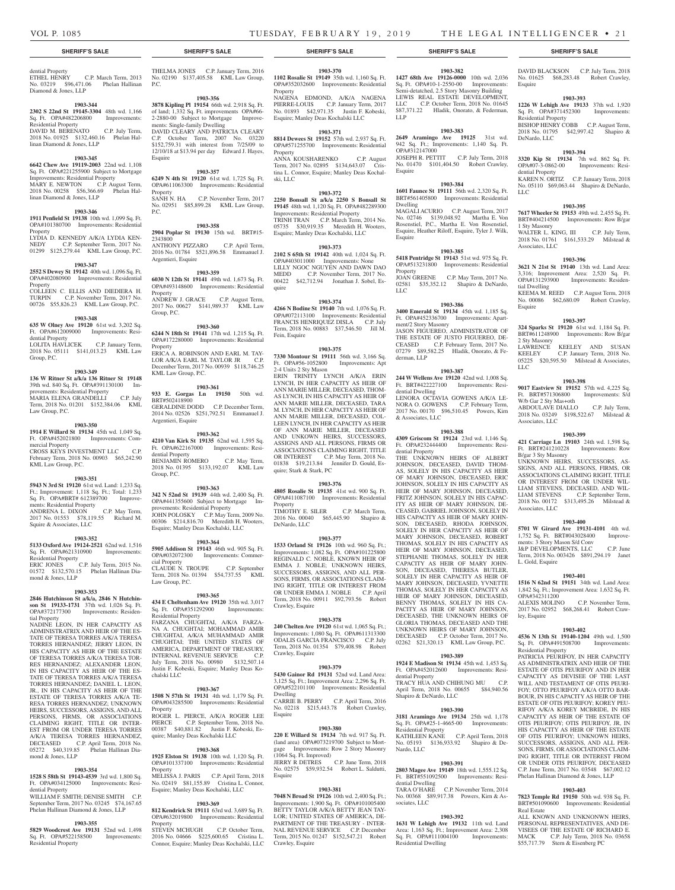dential Property
ETHEL HENRY C.P. March Term, 2013 No. 03219 $96,471.06 Phelan Hallinan Diamond & Jones, LLP

**1903-344**
**2302 S 22nd St 19145-3304** 48th wd. 1,166 Sq. Ft. OPA#482206800 Improvements: Residential Property
DAVID M. BERENATO C.P. July Term, 2018 No. 01925 $132,460.16 Phelan Hallinan Diamond & Jones, LLP

**1903-345**
**6642 Chew Ave 19119-2003** 22nd wd. 1,108 Sq. Ft. OPA#221255900 Subject to Mortgage Improvements: Residential Property
MARY E. NEWTON C.P. August Term, 2018 No. 00258 $56,366.69 Phelan Hallinan Diamond & Jones, LLP

**1903-346**
**1911 Penfield St 19138** 10th wd. 1,099 Sq. Ft. OPA#101380700 Improvements: Residential Property
LYDIA D. KENNEDY A/K/A LYDIA KENNEDY C.P. September Term, 2017 No. 01299 $125,279.44 KML Law Group, P.C.

**1903-347**
**2552 S Dewey St 19142** 40th wd. 1,096 Sq. Ft. OPA#402080900 Improvements: Residential Property
COLLEEN C. ELLIS AND DIEDIERA H. TURPIN C.P. November Term, 2017 No. 00726 $55,826.23 KML Law Group, P.C.

**1903-348**
**635 W Olney Ave 19120** 61st wd. 3,202 Sq. Ft. OPA#612009000 Improvements: Residential Property
LOLITA HAVLICEK C.P. January Term, 2018 No. 05111 $141,013.23 KML Law Group, P.C.

**1903-349**
**136 W Ritner St a/k/a 136 Ritner St 19148** 39th wd. 840 Sq. Ft. OPA#391130100 Improvements: Residential Property
MARIA ELENA GRANDINELLI C.P. July Term, 2018 No. 01201 $152,384.06 KML Law Group, P.C.

**1903-350**
**1914 E Willard St 19134** 45th wd. 1,049 Sq. Ft. OPA#452021800 Improvements: Commercial Property
CROSS KEYS INVESTMENT LLC C.P. February Term, 2018 No. 00903 $65,242.90 KML Law Group, P.C.

**1903-351**
**5943 N 3rd St 19120** 61st wd. Land: 1,233 Sq. Ft.; Improvement: 1,118 Sq. Ft.; Total: 1,233 Sq. Ft. OPA#BRT# 612389700 Improvements: Residential Property
ANDRENA L. DIXON C.P. May Term, 2017 No. 01553 $78,119.55 Richard M. Squire & Associates, LLC

**1903-352**
**5133 Oxford Ave 19124-2521** 62nd wd. 1,516 Sq. Ft. OPA#621310900 Improvements: Residential Property
ERIC JONES C.P. July Term, 2015 No. 01572 $132,570.15 Phelan Hallinan Diamond & Jones, LLP

**1903-353**
**2846 Hutchinson St a/k/a, 2846 N Hutchinson St 19133-1731** 37th wd. 1,026 Sq. Ft. OPA#372177300 Improvements: Residential Property
NADINE LEON, IN HER CAPACITY AS ADMINISTRATRIX AND HEIR OF THE ESTATE OF TERESA TORRES A/K/A TERESA TORRES HERNANDEZ; JERRY LEON, IN HIS CAPACITY AS HEIR OF THE ESTATE OF TERESA TORRES A/K/A TERESA TORRES HERNANDEZ; ALEXANDER LEON, IN HIS CAPACITY AS HEIR OF THE ESTATE OF TERESA TORRES A/K/A TERESA TORRES HERNANDEZ; DANIEL L. LEON, JR., IN HIS CAPACITY AS HEIR OF THE ESTATE OF TERESA TORRES A/K/A TERESA TORRES HERNANDEZ; UNKNOWN HEIRS, SUCCESSORS, ASSIGNS, AND ALL PERSONS, FIRMS, OR ASSOCIATIONS CLAIMING RIGHT, TITLE OR INTEREST FROM OR UNDER TERESA TORRES A/K/A TERESA TORRES HERNANDEZ, DECEASED C.P. April Term, 2018 No. 05272 $40,319.85 Phelan Hallinan Diamond & Jones, LLP

**1903-354**
**1528 S 58th St 19143-4539** 3rd wd. 1,800 Sq. Ft. OPA#034125000 Improvements: Residential Property
WILLIAM F. SMITH; DENISE SMITH C.P. September Term, 2017 No. 03245 $74,167.65 Phelan Hallinan Diamond & Jones, LLP

**1903-355**
**5829 Woodcrest Ave 19131** 52nd wd. 1,498 Sq. Ft. OPA#522158500 Improvements: Residential Property
THELMA JONES C.P. January Term, 2016 No. 02190 $137,405.58 KML Law Group, P.C.

**1903-356**
**3878 Kipling Pl 19154** 66th wd. 2,918 Sq. Ft. of land; 1,332 Sq. Ft. improvements OPA#66-2-2880-00 Subject to Mortgage Improvements: Single-family Dwelling
DAVID CLEARY AND PATRICIA CLEARY C.P. October Term, 2007 No. 03220 $152,759.31 with interest from 7/25/09 to 12/10/18 at $13.94 per day Edward J. Hayes, Esquire

**1903-357**
**6249 N 4th St 19120** 61st wd. 1,725 Sq. Ft. OPA#611063300 Improvements: Residential Property
SANH N. HA C.P. November Term, 2017 No. 02951 $85,899.28 KML Law Group, P.C.

**1903-358**
**2904 Poplar St 19130** 15th wd. BRT#15-2343800
ANTHONY PIZZARO C.P. April Term, 2016 No. 01784 $521,896.58 Emmanuel J. Argentieri, Esquire

**1903-359**
**6030 N 12th St 19141** 49th wd. 1,673 Sq. Ft. OPA#493148600 Improvements: Residential Property
ANDREW J. GRACE C.P. August Term, 2017 No. 00627 $141,989.37 KML Law Group, P.C.

**1903-360**
**6244 N 18th St 19141** 17th wd. 1,215 Sq. Ft. OPA#172280000 Improvements: Residential Property
ERICA A. ROBINSON AND EARL M. TAYLOR A/K/A EARL M. TAYLOR JR C.P. December Term, 2017 No. 00939 $118,746.25 KML Law Group, P.C.

**1903-361**
**933 E. Gorgas Ln 19150** 50th wd. BRT#502418900
GERALDINE DODD C.P. December Term, 2014 No. 02526 $251,792.51 Emmanuel J. Argentieri, Esquire

**1903-362**
**4210 Van Kirk St 19135** 62nd wd. 1,595 Sq. Ft. OPA#622167000 Improvements: Residential Property
BENJAMIN ROMERO C.P. May Term, 2018 No. 01395 $133,192.07 KML Law Group, P.C.

**1903-363**
**342 N 52nd St 19139** 44th wd. 2,400 Sq. Ft. OPA#441355600 Subject to Mortgage Improvements: Residential Property
JOHN POLOSKY C.P. May Term, 2009 No. 00306 $214,816.70 Meredith H. Wooters, Esquire; Manley Deas Kochalski LLC

**1903-364**
**5905 Addison St 19143** 46th wd. 905 Sq. Ft. OPA#032072300 Improvements: Commercial Property
CLAUDE N. TROUPE C.P. September Term, 2018 No. 01394 $54,737.55 KML Law Group, P.C.

**1903-365**
**434 E Cheltenham Ave 19120** 35th wd. 3,017 Sq. Ft. OPA#351292900 Improvements: Residential Property
FARZANA CHUGHTAI, A/K/A FARZANA A. CHUGHTAI; MOHAMMAD AMIR CHUGHTAI, A/K/A MUHAMMAD AMIR CHUGHTAI; THE UNITED STATES OF AMERICA, DEPARTMENT OF TREASURY, INTERNAL REVENUE SERVICE C.P. July Term, 2018 No. 00980 $132,507.14 Justin F. Kobeski, Esquire; Manley Deas Kochalski LLC

**1903-367**
**1508 N 57th St 19131** 4th wd. 1,179 Sq. Ft. OPA#043285500 Improvements: Residential Property
ROGER L. PIERCE, A/K/A ROGER LEE PIERCE C.P. September Term, 2018 No. 00387 $40,881.82 Justin F. Kobeski, Esquire; Manley Deas Kochalski LLC

**1903-368**
**1925 Elston St 19138** 10th wd. 1,120 Sq. Ft. OPA#101337100 Improvements: Residential Property
MELISSA J. PARIS C.P. April Term, 2018 No. 02419 $81,155.89 Cristina L. Connor, Esquire; Manley Deas Kochalski LLC

**1903-369**
**812 Kendrick St 19111** 63rd wd. 3,689 Sq. Ft. OPA#632019800 Improvements: Residential Property
STEVEN MCHUGH C.P. October Term, 2016 No. 04666 $225,600.65 Cristina L. Connor, Esquire; Manley Deas Kochalski LLC

**1903-370**
**1102 Rosalie St 19149** 35th wd. 1,160 Sq. Ft. OPA#352032600 Improvements: Residential Property
NAGENA EDMOND, A/K/A NAGENA PIERRE-LOUIS C.P. January Term, 2017 No. 01893 $42,971.35 Justin F. Kobeski, Esquire; Manley Deas Kochalski LLC

**1903-371**
**8814 Dewees St 19152** 57th wd. 2,937 Sq. Ft. OPA#571255700 Improvements: Residential Property
ANNA KOUSHARENKO C.P. August Term, 2017 No. 02895 $134,643.07 Cristina L. Connor, Esquire; Manley Deas Kochalski, LLC

**1903-372**
**2250 Bonsall St a/k/a 2250 S Bonsall St 19145** 48th wd. 1,120 Sq. Ft. OPA#482289300 Improvements: Residential Property
TRINH TRAN C.P. March Term, 2014 No. 05735 $30,919.35 Meredith H. Wooters, Esquire; Manley Deas Kochalski, LLC

**1903-373**
**2102 S 65th St 19142** 40th wd. 1,024 Sq. Ft. OPA#403011000 Improvements: None
LILLY NGOC NGUYEN AND DAWN DAO MEDD C.P. November Term, 2017 No. 00422 $42,712.94 Jonathan J. Sobel, Esquire

**1903-374**
**4266 N Bodine St 19140** 7th wd. 1,076 Sq. Ft. OPA#072113100 Improvements: Residential
FRANCIS HENRIQUEZ DISLA C.P. July Term, 2018 No. 00883 $37,546.50 Jill M. Fein, Esquire

**1903-375**
**7330 Montour St 19111** 56th wd. 3,166 Sq. Ft. OPA#56-1052800 Improvements: Apt 2-4 Units 2 Sty Mason
ERIN TRINITY LYNCH A/K/A ERIN LYNCH, IN HER CAPACITY AS HEIR OF ANN MARIE MILLER, DECEASED, THOMAS LYNCH, IN HIS CAPACITY AS HEIR OF ANN MARIE MILLER, DECEASED, TARA M. LYNCH, IN HER CAPACITY AS HEIR OF ANN MARIE MILLER, DECEASED, COLLEEN LYNCH, IN HER CAPACITY AS HEIR OF ANN MARIE MILLER, DECEASED AND UNKOWN HEIRS, SUCCESSORS, ASSIGNS AND ALL PERSONS, FIRMS OR ASSOCIATIONS CLAIMING RIGHT, TITLE OR INTEREST C.P. May Term, 2018 No. 01838 $19,213.84 Jennifer D. Gould, Esquire; Stark & Stark, PC

**1903-376**
**4805 Rosalie St 19135** 41st wd. 900 Sq. Ft. OPA#411087100 Improvements: Residential Property
TIMOTHY E. SILER C.P. March Term, 2016 No. 00040 $65,445.90 Shapiro & DeNardo, LLC

**1903-377**
**1533 Orland St 19126** 10th wd. 960 Sq. Ft.; Improvements: 1,082 Sq. Ft. OPA#101225800
REGINALD C. NOBLE, KNOWN HEIR OF EMMA J. NOBLE; UNKNOWN HEIRS, SUCCESSORS, ASSIGNS, AND ALL PERSONS, FIRMS, OR ASSOCIATIONS CLAIMING RIGHT, TITLE OR INTEREST FROM OR UNDER EMMA J. NOBLE C.P. April Term, 2018 No. 00911 $92,793.56 Robert Crawley, Esquire

**1903-378**
**240 Chelten Ave 19120** 61st wd. 1,065 Sq. Ft.; Improvements: 1,080 Sq. Ft. OPA#611313300
ODALIS GARCIA FRANCISCO C.P. July Term, 2018 No. 01354 $79,408.98 Robert Crawley, Esquire

**1903-379**
**5430 Gainor Rd 19131** 52nd wd. Land Area: 3,125 Sq. Ft.; Improvement Area: 2,296 Sq. Ft. OPA#522101100 Improvements: Residential Dwelling
CARRIE B. PERRY C.P. April Term, 2016 No. 02218 $215,443.78 Robert Crawley, Esquire

**1903-380**
**220 E Willard St 19134** 7th wd. 917 Sq. Ft. (land area) OPA#073219700 Subject to Mortgage Improvements: Row 2 Story Masonry (1064 Sq. Ft. Improved)
JERRY R DETRES C.P. June Term, 2018 No. 02575 $59,932.54 Robert L. Saldutti, Esquire

**1903-381**
**7048 N Broad St 19126** 10th wd. 2,400 Sq. Ft.; Improvements: 1,900 Sq. Ft. OPA#101005400
BETTY TAYLOR A/K/A BETTY JEAN TAYLOR; UNITED STATES OF AMERICA, DEPARTMENT OF THE TREASURY - INTERNAL REVENUE SERVICE C.P. December Term, 2015 No. 01247 $152,547.21 Robert Crawley, Esquire

**1903-382**
**1427 68th Ave 19126-0000** 10th wd. 2,036 Sq. Ft. OPA#10-1-2550-00 Improvements: Semi-detatched, 2.5 Story Masonry Building
LEWIS REAL ESTATE DEVELOPMENT, LLC C.P. October Term, 2018 No. 01645 $87,371.22 Hladik, Onorato, & Federman, LLP

**1903-383**
**2649 Aramingo Ave 19125** 31st wd. 942 Sq. Ft.; Improvements: 1,140 Sq. Ft. OPA#312147000
JOSEPH R. PETTIT C.P. July Term, 2018 No. 01470 $101,404.50 Robert Crawley, Esquire

**1903-384**
**1601 Faunce St 19111** 56th wd. 2,320 Sq. Ft. BRT#561405800 Improvements: Residential Dwelling
MAGALI ACURIO C.P. August Term, 2017 No. 02746 $139,048.92 Martha E. Von Rosenstiel, P.C., Martha E. Von Rosenstiel, Esquire, Heather Riloff, Esquire, Tyler J. Wilk, Esquire

**1903-385**
**5418 Pentridge St 19143** 51st wd. 975 Sq. Ft. OPA#513231800 Improvements: Residential Property
JOAN GREENE C.P. May Term, 2017 No. 02581 $35,352.12 Shapiro & DeNardo, LLC

**1903-386**
**3400 Emerald St 19134** 45th wd. 1,185 Sq. Ft. OPA#452336700 Improvements: Apartment/2 Story Masonry
JASON FIGUEREO, ADMINISTRATOR OF THE ESTATE OF JUSTO FIGUEREO, DECEASED C.P. February Term, 2017 No. 07279 $89,582.25 Hladik, Onorato, & Federman, LLP

**1903-387**
**244 W Wellens Ave 19120** 42nd wd. 1,008 Sq. Ft. BRT#422227100 Improvements: Residential Dwelling
LENORA OCTAVIA GOWENS A/K/A LENORA O. GOWENS C.P. February Term, 2017 No. 00170 $96,510.45 Powers, Kirn & Associates, LLC

**1903-388**
**4309 Griscom St 19124** 23rd wd. 1,146 Sq. Ft. OPA#232444400 Improvements: Residential Property
THE UNKNOWN HEIRS OF ALBERT JOHNSON, DECEASED, DAVID THOMAS, SOLELY IN HIS CAPACITY AS HEIR OF MARY JOHNSON, DECEASED, ERIC JOHNSON, SOLELY IN HIS CAPACITY AS HEIR OF MARY JOHNSON, DECEASED, FRITZ JOHNSON, SOLELY IN HIS CAPACITY AS HEIR OF MARY JOHNSON, DECEASED, GABRIEL JOHNSON, SOLELY IN HIS CAPACITY AS HEIR OF MARY JOHNSON, DECEASED, RHODA JOHNSON, SOLELY IN HER CAPACITY AS HEIR OF MARY JOHNSON, DECEASED, ROBERT THOMAS, SOLELY IN HIS CAPACITY AS HEIR OF MARY JOHNSON, DECEASED, STEPHANIE THOMAS, SOLELY IN HER CAPACITY AS HEIR OF MARY JOHNSON, DECEASED, THERESA BUTLER, SOLELY IN HER CAPACITY AS HEIR OF MARY JOHNSON, DECEASED, YVNETTE THOMAS, SOLELY IN HER CAPACITY AS HEIR OF MARY JOHNSON, DECEASED, BENNY THOMAS, SOLELY IN HIS CAPACITY AS HEIR OF MARY JOHNSON, DECEASED, THE UNKNOWN HEIRS OF GLORIA THOMAS, DECEASED AND THE UNKNOWN HEIRS OF MARY JOHNSON, DECEASED C.P. October Term, 2017 No. 02262 $21,320.13 KML Law Group, P.C.

**1903-389**
**1924 E Madison St 19134** 45th wd. 1,453 Sq. Ft. OPA#452012600 Improvements: Residential Property
TRACY HUA AND CHIHUNG MU C.P. April Term, 2018 No. 00655 $84,940.56 Shapiro & DeNardo, LLC

**1903-390**
**3181 Aramingo Ave 19134** 25th wd. 1,178 Sq. Ft. OPA#25-1-4665-00 Improvements: Residential Property
KATHLEEN KANE C.P. April Term, 2018 No. 05193 $136,933.92 Shapiro & DeNardo, LLC

**1903-391**
**2803 Magee Ave 19149** 18th wd. 1,555.12 Sq. Ft. BRT#551092500 Improvements: Residential Dwelling
TARA O'HARE C.P. November Term, 2014 No. 00368 $89,917.38 Powers, Kirn & Associates, LLC

**1903-392**
**1631 W Lehigh Ave 19132** 11th wd. Land Area: 1,163 Sq. Ft.; Improvement Area: 2,308 Sq. Ft. OPA#111004100 Improvements: Residential Dwelling
DAVID BLACKSON C.P. July Term, 2018 No. 01625 $68,283.48 Robert Crawley, Esquire

**1903-393**
**1226 W Lehigh Ave 19133** 37th wd. 1,920 Sq. Ft. OPA#371452300 Improvements: Residential Property
BISHOP HENRY COBB C.P. August Term, 2018 No. 01795 $42,997.42 Shapiro & DeNardo, LLC

**1903-394**
**3320 Kip St 19134** 7th wd. 862 Sq. Ft. OPA#07-3-0862-00 Improvements: Residential Property
KAREN N. ORTIZ C.P. January Term, 2018 No. 05110 $69,063.44 Shapiro & DeNardo, LLC

**1903-395**
**7617 Wheeler St 19153** 49th wd. 2,455 Sq. Ft. BRT#404214500 Improvements: Row B/gar 1 Sty Masonry
WALTER L. KING, III C.P. July Term, 2018 No. 01761 $161,533.29 Milstead & Associates, LLC

**1903-396**
**3621 N 21st St 19140** 13th wd. Land Area: 3,316; Improvement Area: 2,520 Sq. Ft. OPA#131293900 Improvements: Residential Dwelling
KEEMA M. REED C.P. August Term, 2018 No. 00086 $62,680.09 Robert Crawley, Esquire

**1903-397**
**324 Sparks St 19120** 61st wd. 1,184 Sq. Ft. BRT#611248900 Improvements: Row B/gar 2 Sty Masonry
LAWRENCE KEELEY AND SUSAN KEELEY C.P. January Term, 2018 No. 05225 $20,595.50 Milstead & Associates, LLC

**1903-398**
**9017 Eastview St 19152** 57th wd. 4,225 Sq. Ft. BRT#571306800 Improvements: S/d W/b Gar 2 Sty Mas+oth
ABDOULAYE DIALLO C.P. July Term, 2018 No. 03249 $198,522.67 Milstead & Associates, LLC

**1903-399**
**421 Carriage Ln 19103** 24th wd. 1,598 Sq. Ft. BRT#241210228 Improvements: Row B/gar 3 Sty Masonry
UNKNOWN HEIRS, SUCCESSORS, ASSIGNS, AND ALL PERSONS, FIRMS, OR ASSOCIATIONS CLAIMING RIGHT, TITLE OR INTEREST FROM OR UNDER WILLIAM STEVENS, DECEASED, AND WILLIAM STEVENS C.P. September Term, 2018 No. 00172 $313,495.26 Milstead & Associates, LLC

**1903-400**
**5701 W Girard Ave 19131-4101** 4th wd. 1,752 Sq. Ft. BRT#043028400 Improvements: 3 Story Mason S/d Conv
J&P DEVELOPMENTS, LLC C.P. June Term, 2018 No. 003426 $891,294.19 Janet L. Gold, Esquire

**1903-401**
**1516 N 62nd St 19151** 34th wd. Land Area: 1,842 Sq. Ft.; Improvement Area: 1,632 Sq. Ft. OPA#342311200
ALEXIS MOLINO C.P. November Term, 2017 No. 02952 $68,268.41 Robert Crawley, Esquire

**1903-402**
**4536 N 13th St 19140-1204** 49th wd. 1,500 Sq. Ft. OPA#491508700 Improvements: Residential Property
PATRICIA PEURIFOY, IN HER CAPACITY AS ADMINISTRATRIX AND HEIR OF THE ESTATE OF OTIS PEURIFOY AND IN HER CAPACITY AS DEVISEE OF THE LAST WILL AND TESTAMENT OF OTIS PEURIFOY; OTTO PEURIFOY A/K/A OTTO BARBOUR, IN HIS CAPACITY AS HEIR OF THE ESTATE OF OTIS PEURIFOY; KOREY PEURIFOY A/K/A KOREY MCBRIDE, IN HIS CAPACITY AS HEIR OF THE ESTATE OF OTIS PEURIFOY; OTIS PEURIFOY, JR, IN HIS CAPACITY AS HEIR OF THE ESTATE OF OTIS PEURIFOY; UNKNOWN HEIRS, SUCCESSORS, ASSIGNS, AND ALL PERSONS, FIRMS, OR ASSOCIATIONS CLAIMING RIGHT, TITLE OR INTEREST FROM OR UNDER OTIS PEURIFOY, DECEASED C.P. June Term, 2017 No. 03548 $67,002.12 Phelan Hallinan Diamond & Jones, LLP

**1903-403**
**7823 Temple Rd 19150** 50th wd. 938 Sq. Ft. BRT#501090600 Improvements: Residential Real Estate
ALL KNOWN AND UNKNONWN HEIRS, PERSONAL REPRESENTATIVES, AND DEVISEES OF THE ESTATE OF RICHARD E. MACK C.P. July Term, 2018 No. 03658 $55,717.79 Stern & Eisenberg PC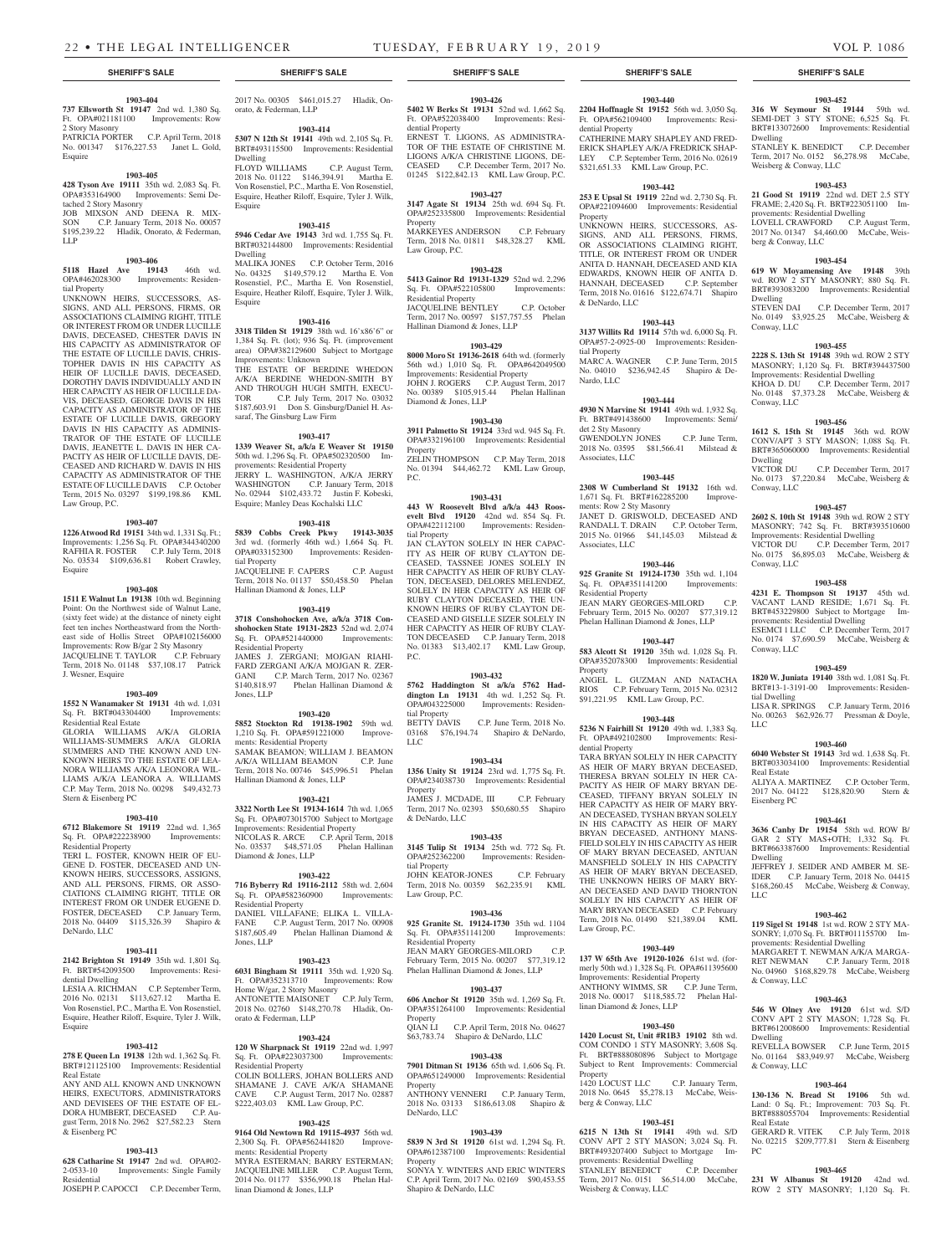**1903-404**

**737 Ellsworth St 19147** 2nd wd. 1,380 Sq. Ft. OPA#021181100 Improvements: Row 2 Story Masonry

PATRICIA PORTER C.P. April Term, 2018 No. 001347 $176,227.53 Janet L. Gold, Esquire

**1903-405**

**428 Tyson Ave 19111** 35th wd. 2,083 Sq. Ft. OPA#353164900 Improvements: Semi Detached 2 Story Masonry

JOB MIXSON AND DEENA R. MIXSON C.P. January Term, 2018 No. 00057 $195,239.22 Hladik, Onorato, & Federman, LLP

**1903-406**

**5118 Hazel Ave 19143** 46th wd. OPA#462028300 Improvements: Residential Property

UNKNOWN HEIRS, SUCCESSORS, ASSIGNS, AND ALL PERSONS, FIRMS, OR ASSOCIATIONS CLAIMING RIGHT, TITLE OR INTEREST FROM OR UNDER LUCILLE DAVIS, DECEASED, CHESTER DAVIS IN HIS CAPACITY AS ADMINISTRATOR OF THE ESTATE OF LUCILLE DAVIS, CHRISTOPHER DAVIS IN HIS CAPACITY AS HEIR OF LUCILLE DAVIS, DECEASED, DOROTHY DAVIS INDIVIDUALLY AND IN HER CAPACITY AS HEIR OF LUCILLE DAVIS, DECEASED, GEORGE DAVIS IN HIS CAPACITY AS ADMINISTRATOR OF THE ESTATE OF LUCILLE DAVIS, GREGORY DAVIS IN HIS CAPACITY AS ADMINISTRATOR OF THE ESTATE OF LUCILLE DAVIS, JEANETTE L. DAVIS IN HER CAPACITY AS HEIR OF LUCILLE DAVIS, DECEASED AND RICHARD W. DAVIS IN HIS CAPACITY AS ADMINISTRATOR OF THE ESTATE OF LUCILLE DAVIS C.P. October Term, 2015 No. 03297 $199,198.86 KML Law Group, P.C.

**1903-407**

**1226 Atwood Rd 19151** 34th wd. 1,331 Sq. Ft.; Improvements: 1,256 Sq. Ft. OPA#344340200 RAFHIA R. FOSTER C.P. July Term, 2018 No. 03534 $109,636.81 Robert Crawley, Esquire

**1903-408**

**1511 E Walnut Ln 19138** 10th wd. Beginning Point: On the Northwest side of Walnut Lane, (sixty feet wide) at the distance of ninety eight feet ten inches Northeastward from the Northeast side of Hollis Street OPA#102156000 Improvements: Row B/gar 2 Sty Masonry

JACQUELINE T. TAYLOR C.P. February Term, 2018 No. 01148 $37,108.17 Patrick J. Wesner, Esquire

**1903-409**

**1552 N Wanamaker St 19131** 4th wd. 1,031 Sq. Ft. BRT#043304400 Improvements: Residential Real Estate

GLORIA WILLIAMS A/K/A GLORIA WILLIAMS-SUMMERS A/K/A GLORIA SUMMERS AND THE KNOWN AND UNKNOWN HEIRS TO THE ESTATE OF LEANORA WILLIAMS A/K/A LEONORA WILLIAMS A/K/A LEANORA A. WILLIAMS C.P. May Term, 2018 No. 00298 $49,432.73 Stern & Eisenberg PC

**1903-410**

**6712 Blakemore St 19119** 22nd wd. 1,365 Sq. Ft. OPA#222238900 Improvements: Residential Property

TERI L. FOSTER, KNOWN HEIR OF EUGENE D. FOSTER, DECEASED AND UNKNOWN HEIRS, SUCCESSORS, ASSIGNS, AND ALL PERSONS, FIRMS, OR ASSOCIATIONS CLAIMING RIGHT, TITLE OR INTEREST FROM OR UNDER EUGENE D. FOSTER, DECEASED C.P. January Term, 2018 No. 04409 $115,326.39 Shapiro & DeNardo, LLC

**1903-411**

**2142 Brighton St 19149** 35th wd. 1,801 Sq. Ft. BRT#542093500 Improvements: Residential Dwelling

LESIA A. RICHMAN C.P. September Term, 2016 No. 02131 $113,627.12 Martha E. Von Rosenstiel, P.C., Martha E. Von Rosenstiel, Esquire, Heather Riloff, Esquire, Tyler J. Wilk, Esquire

**1903-412**

**278 E Queen Ln 19138** 12th wd. 1,362 Sq. Ft. BRT#121125100 Improvements: Residential Real Estate

ANY AND ALL KNOWN AND UNKNOWN HEIRS, EXECUTORS, ADMINISTRATORS AND DEVISEES OF THE ESTATE OF ELDORA HUMBERT, DECEASED C.P. August Term, 2018 No. 2962 $27,582.23 Stern & Eisenberg PC

**1903-413**

**628 Catharine St 19147** 2nd wd. OPA#02-2-0533-10 Improvements: Single Family Residential

JOSEPH P. CAPOCCI C.P. December Term, 2017 No. 00305 $461,015.27 Hladik, Onorato, & Federman, LLP

**1903-414**

**5307 N 12th St 19141** 49th wd. 2,105 Sq. Ft. BRT#493115500 Improvements: Residential Dwelling

FLOYD WILLIAMS C.P. August Term, 2018 No. 01122 $146,394.91 Martha E. Von Rosenstiel, P.C., Martha E. Von Rosenstiel, Esquire, Heather Riloff, Esquire, Tyler J. Wilk, Esquire

**1903-415**

**5946 Cedar Ave 19143** 3rd wd. 1,755 Sq. Ft. BRT#032144800 Improvements: Residential Dwelling

MALIKA JONES C.P. October Term, 2016 No. 04325 $149,579.12 Martha E. Von Rosenstiel, P.C., Martha E. Von Rosenstiel, Esquire, Heather Riloff, Esquire, Tyler J. Wilk, Esquire

**1903-416**

**3318 Tilden St 19129** 38th wd. 16'x86'6" or 1,384 Sq. Ft. (lot); 936 Sq. Ft. (improvement area) OPA#382129600 Subject to Mortgage Improvements: Unknown

THE ESTATE OF BERDINE WHEDON A/K/A BERDINE WHEDON-SMITH BY AND THROUGH HUGH SMITH, EXECUTOR C.P. July Term, 2017 No. 03032 $187,603.91 Don S. Ginsburg/Daniel H. Asaraf, The Ginsburg Law Firm

**1903-417**

**1339 Weaver St, a/k/a E Weaver St 19150** 50th wd. 1,296 Sq. Ft. OPA#502320500 Improvements: Residential Property

JERRY L. WASHINGTON, A/K/A JERRY WASHINGTON C.P. January Term, 2018 No. 02944 $102,433.72 Justin F. Kobeski, Esquire; Manley Deas Kochalski LLC

**1903-418**

**5839 Cobbs Creek Pkwy 19143-3035** 3rd wd. (formerly 46th wd.) 1,664 Sq. Ft. OPA#033152300 Improvements: Residential Property

JACQUELINE F. CAPERS C.P. August Term, 2018 No. 01137 $50,458.50 Phelan Hallinan Diamond & Jones, LLP

**1903-419**

**3718 Conshohocken Ave, a/k/a 3718 Conshohocken State 19131-2823** 52nd wd. 2,074 Sq. Ft. OPA#521440000 Improvements: Residential Property

JAMES J. ZERGANI; MOJGAN RIAHIFARD ZERGANI A/K/A MOJGAN R. ZERGANI C.P. March Term, 2017 No. 02367 $140,818.97 Phelan Hallinan Diamond & Jones, LLP

**1903-420**

**5852 Stockton Rd 19138-1902** 59th wd. 1,210 Sq. Ft. OPA#591221000 Improvements: Residential Property

SAMAK BEAMON; WILLIAM J. BEAMON A/K/A WILLIAM BEAMON C.P. June Term, 2018 No. 00746 $45,996.51 Phelan Hallinan Diamond & Jones, LLP

**1903-421**

**3322 North Lee St 19134-1614** 7th wd. 1,065 Sq. Ft. OPA#073015700 Subject to Mortgage Improvements: Residential Property

NICOLAS R. ARCE C.P. April Term, 2018 No. 03537 $48,571.05 Phelan Hallinan Diamond & Jones, LLP

**1903-422**

**716 Byberry Rd 19116-2112** 58th wd. 2,604 Sq. Ft. OPA#582360900 Improvements: Residential Property

DANIEL VILLAFANE; ELIKA L. VILLAFANE C.P. August Term, 2017 No. 00908 $187,605.49 Phelan Hallinan Diamond & Jones, LLP

**1903-423**

**6031 Bingham St 19111** 35th wd. 1,920 Sq. Ft. OPA#352313710 Improvements: Row Home W/gar, 2 Story Masonry

ANTONETTE MAISONET C.P. July Term, 2018 No. 02760 $148,270.78 Hladik, Onorato & Federman, LLP

**1903-424**

**120 W Sharpnack St 19119** 22nd wd. 1,997 Sq. Ft. OPA#223037300 Improvements: Residential Property

COLIN BOLLERS, JOHAN BOLLERS AND SHAMANE J. CAVE A/K/A SHAMANE CAVE C.P. August Term, 2017 No. 02887 $222,403.03 KML Law Group, P.C.

**1903-425**

**9164 Old Newtown Rd 19115-4937** 56th wd. 2,300 Sq. Ft. OPA#562441820 Improvements: Residential Property

MYRA ESTERMAN; BARRY ESTERMAN; JACQUELINE MILLER C.P. August Term, 2014 No. 01177 $356,990.18 Phelan Hallinan Diamond & Jones, LLP

**1903-426**

**5402 W Berks St 19131** 52nd wd. 1,662 Sq. Ft. OPA#522038400 Improvements: Residential Property

ERNEST T. LIGONS, AS ADMINISTRATOR OF THE ESTATE OF CHRISTINE M. LIGONS A/K/A CHRISTINE LIGONS, DECEASED C.P. December Term, 2017 No. 01245 $122,842.13 KML Law Group, P.C.

**1903-427**

**3147 Agate St 19134** 25th wd. 694 Sq. Ft. OPA#252335800 Improvements: Residential Property

MARKEYES ANDERSON C.P. February Term, 2018 No. 01811 $48,328.27 KML Law Group, P.C.

**1903-428**

**5413 Gainor Rd 19131-1329** 52nd wd. 2,296 Sq. Ft. OPA#522105800 Improvements: Residential Property

JACQUELINE BENTLEY C.P. October Term, 2017 No. 00597 $157,757.55 Phelan Hallinan Diamond & Jones, LLP

**1903-429**

**8000 Moro St 19136-2618** 64th wd. (formerly 56th wd.) 1,010 Sq. Ft. OPA#642049500 Improvements: Residential Property

JOHN J. ROGERS C.P. August Term, 2017 No. 00389 $105,915.44 Phelan Hallinan Diamond & Jones, LLP

**1903-430**

**3911 Palmetto St 19124** 33rd wd. 945 Sq. Ft. OPA#332196100 Improvements: Residential Property

ZELIN THOMPSON C.P. May Term, 2018 No. 01394 $44,462.72 KML Law Group, P.C.

**1903-431**

**443 W Roosevelt Blvd a/k/a 443 Roosevelt Blvd 19120** 42nd wd. 854 Sq. Ft. OPA#422112100 Improvements: Residential Property

JAN CLAYTON SOLELY IN HER CAPACITY AS HEIR OF RUBY CLAYTON DECEASED, TASSNEE JONES SOLELY IN HER CAPACITY AS HEIR OF RUBY CLAYTON, DECEASED, DELORES MELENDEZ, SOLELY IN HER CAPACITY AS HEIR OF RUBY CLAYTON DECEASED, THE UNKNOWN HEIRS OF RUBY CLAYTON DECEASED AND GISELLE SIZER SOLELY IN HER CAPACITY AS HEIR OF RUBY CLAYTON DECEASED C.P. January Term, 2018 No. 01383 $13,402.17 KML Law Group, P.C.

**1903-432**

**5762 Haddington St a/k/a 5762 Haddington Ln 19131** 4th wd. 1,252 Sq. Ft. OPA#043225000 Improvements: Residential Property

BETTY DAVIS C.P. June Term, 2018 No. 03168 $76,194.74 Shapiro & DeNardo, LLC

**1903-434**

**1356 Unity St 19124** 23rd wd. 1,775 Sq. Ft. OPA#234038730 Improvements: Residential Property

JAMES J. MCDADE, III C.P. February Term, 2017 No. 02393 $50,680.55 Shapiro & DeNardo, LLC

**1903-435**

**3145 Tulip St 19134** 25th wd. 772 Sq. Ft. OPA#252362200 Improvements: Residential Property

JOHN KEATOR-JONES C.P. February Term, 2018 No. 00359 $62,235.91 KML Law Group, P.C.

**1903-436**

**925 Granite St. 19124-1730** 35th wd. 1104 Sq. Ft. OPA#351141200 Improvements: Residential Property

JEAN MARY GEORGES-MILORD C.P. February Term, 2015 No. 00207 $77,319.12 Phelan Hallinan Diamond & Jones, LLP

**1903-437**

**606 Anchor St 19120** 35th wd. 1,269 Sq. Ft. OPA#351264100 Improvements: Residential Property

QIAN LI C.P. April Term, 2018 No. 04627 $63,783.74 Shapiro & DeNardo, LLC

**1903-438**

**7901 Ditman St 19136** 65th wd. 1,606 Sq. Ft. OPA#651249000 Improvements: Residential Property

ANTHONY VENNERI C.P. January Term, 2018 No. 03133 $186,613.08 Shapiro & DeNardo, LLC

**1903-439**

**5839 N 3rd St 19120** 61st wd. 1,294 Sq. Ft. OPA#612387100 Improvements: Residential Property

SONYA Y. WINTERS AND ERIC WINTERS C.P. April Term, 2017 No. 02169 $90,453.55 Shapiro & DeNardo, LLC

**1903-440**

**2204 Hoffnagle St 19152** 56th wd. 3,050 Sq. Ft. OPA#562109400 Improvements: Residential Property

CATHERINE MARY SHAPLEY AND FREDERICK SHAPLEY A/K/A FREDRICK SHAPLEY C.P. September Term, 2016 No. 02619 $321,651.33 KML Law Group, P.C.

**1903-442**

**253 E Upsal St 19119** 22nd wd. 2,730 Sq. Ft. OPA#221094600 Improvements: Residential Property

UNKNOWN HEIRS, SUCCESSORS, ASSIGNS, AND ALL PERSONS, FIRMS, OR ASSOCIATIONS CLAIMING RIGHT, TITLE, OR INTEREST FROM OR UNDER ANITA D. HANNAH, DECEASED AND KIA EDWARDS, KNOWN HEIR OF ANITA D. HANNAH, DECEASED C.P. September Term, 2018 No. 01616 $122,674.71 Shapiro & DeNardo, LLC

**1903-443**

**3137 Willits Rd 19114** 57th wd. 6,000 Sq. Ft. OPA#57-2-0925-00 Improvements: Residential Property

MARC A. WAGNER C.P. June Term, 2015 No. 04010 $236,942.45 Shapiro & DeNardo, LLC

**1903-444**

**4930 N Marvine St 19141** 49th wd. 1,932 Sq. Ft. BRT#491438600 Improvements: Semi/det 2 Sty Masonry

GWENDOLYN JONES C.P. June Term, 2018 No. 03595 $81,566.41 Milstead & Associates, LLC

**1903-445**

**2308 W Cumberland St 19132** 16th wd. 1,671 Sq. Ft. BRT#162285200 Improvements: Row 2 Sty Masonry

JANET D. GRISWOLD, DECEASED AND RANDALL T. DRAIN C.P. October Term, 2015 No. 01966 $41,145.03 Milstead & Associates, LLC

**1903-446**

**925 Granite St 19124-1730** 35th wd. 1,104 Sq. Ft. OPA#351141200 Improvements: Residential Property

JEAN MARY GEORGES-MILORD C.P. February Term, 2015 No. 00207 $77,319.12 Phelan Hallinan Diamond & Jones, LLP

**1903-447**

**583 Alcott St 19120** 35th wd. 1,028 Sq. Ft. OPA#352078300 Improvements: Residential Property

ANGEL L. GUZMAN AND NATACHA RIOS C.P. February Term, 2015 No. 02312 $91,221.95 KML Law Group, P.C.

**1903-448**

**5236 N Fairhill St 19120** 49th wd. 1,383 Sq. Ft. OPA#492102800 Improvements: Residential Property

TARA BRYAN SOLELY IN HER CAPACITY AS HEIR OF MARY BRYAN DECEASED, THERESA BRYAN SOLELY IN HER CAPACITY AS HEIR OF MARY BRYAN DECEASED, TIFFANY BRYAN SOLELY IN HER CAPACITY AS HEIR OF MARY BRYAN DECEASED, TYSHAN BRYAN SOLELY IN HIS CAPACITY AS HEIR OF MARY BRYAN DECEASED, ANTHONY MANSFIELD SOLELY IN HIS CAPACITY AS HEIR OF MARY BRYAN DECEASED, ANTUAN MANSFIELD SOLELY IN HIS CAPACITY AS HEIR OF MARY BRYAN DECEASED, THE UNKNOWN HEIRS OF MARY BRYAN DECEASED AND DAVID THORNTON SOLELY IN HIS CAPACITY AS HEIR OF MARY BRYAN DECEASED C.P. February Term, 2018 No. 01490 $21,389.04 KML Law Group, P.C.

**1903-449**

**137 W 65th Ave 19120-1026** 61st wd. (formerly 50th wd.) 1,328 Sq. Ft. OPA#611395600 Improvements: Residential Property

ANTHONY WIMMS, SR C.P. June Term, 2018 No. 00017 $118,585.72 Phelan Hallinan Diamond & Jones, LLP

**1903-450**

**1420 Locust St, Unit #R1B3 19102** 8th wd. COM CONDO 1 STY MASONRY; 3,608 Sq. Ft. BRT#888080896 Subject to Mortgage Subject to Rent Improvements: Commercial Property

1420 LOCUST LLC C.P. January Term, 2018 No. 0645 $5,278.13 McCabe, Weisberg & Conway, LLC

**1903-451**

**6215 N 13th St 19141** 49th wd. S/D CONV APT 2 STY MASON; 3,024 Sq. Ft. BRT#493207400 Subject to Mortgage Improvements: Residential Dwelling

STANLEY K. BENEDICT C.P. December Term, 2017 No. 0151 $6,514.00 McCabe, Weisberg & Conway, LLC

**1903-452**

**316 W Seymour St 19144** 59th wd. SEMI-DET 3 STY STONE; 6,525 Sq. Ft. BRT#133072600 Improvements: Residential Dwelling

STANLEY K. BENEDICT C.P. December Term, 2017 No. 0152 $6,278.98 McCabe, Weisberg & Conway, LLC

**1903-453**

**21 Good St 19119** 22nd wd. DET 2.5 STY FRAME; 2,420 Sq. Ft. BRT#223051100 Improvements: Residential Dwelling

LOVELL CRAWFORD C.P. August Term, 2017 No. 01347 $4,460.00 McCabe, Weisberg & Conway, LLC

**1903-454**

**619 W Moyamensing Ave 19148** 39th wd. ROW 2 STY MASONRY; 880 Sq. Ft. BRT#393083200 Improvements: Residential Dwelling

STEVEN DAI C.P. December Term, 2017 No. 0149 $3,925.25 McCabe, Weisberg & Conway, LLC

**1903-455**

**2228 S. 13th St 19148** 39th wd. ROW 2 STY MASONRY; 1,120 Sq. Ft. BRT#394437500 Improvements: Residential Dwelling

KHOA D. DU C.P. December Term, 2017 No. 0148 $7,373.28 McCabe, Weisberg & Conway, LLC

**1903-456**

**1612 S. 15th St 19145** 36th wd. ROW CONV/APT 3 STY MASON; 1,088 Sq. Ft. BRT#365060000 Improvements: Residential Dwelling

VICTOR DU C.P. December Term, 2017 No. 0173 $7,220.84 McCabe, Weisberg & Conway, LLC

**1903-457**

**2602 S. 10th St 19148** 39th wd. ROW 2 STY MASONRY; 742 Sq. Ft. BRT#393510600 Improvements: Residential Dwelling

VICTOR DU C.P. December Term, 2017 No. 0175 $6,895.03 McCabe, Weisberg & Conway, LLC

**1903-458**

**4231 E. Thompson St 19137** 45th wd. VACANT LAND RESIDE; 1,671 Sq. Ft. BRT#453229800 Subject to Mortgage Improvements: Residential Dwelling

ESEMCI 1 LLC C.P. December Term, 2017 No. 0174 $7,690.59 McCabe, Weisberg & Conway, LLC

**1903-459**

**1820 W. Juniata 19140** 38th wd. 1,081 Sq. Ft. BRT#13-1-3191-00 Improvements: Residential Dwelling

LISA R. SPRINGS C.P. January Term, 2016 No. 00263 $62,926.77 Pressman & Doyle, LLC

**1903-460**

**6040 Webster St 19143** 3rd wd. 1,638 Sq. Ft. BRT#033034100 Improvements: Residential Real Estate

ALIYA A. MARTINEZ C.P. October Term, 2017 No. 04122 $128,820.90 Stern & Eisenberg PC

**1903-461**

**3636 Canby Dr 19154** 58th wd. ROW B/GAR 2 STY MAS+OTH; 1,332 Sq. Ft. BRT#663387600 Improvements: Residential Dwelling

JEFFREY J. SEIDER AND AMBER M. SEIDER C.P. January Term, 2018 No. 04415 $168,260.45 McCabe, Weisberg & Conway, LLC

**1903-462**

**119 Sigel St 19148** 1st wd. ROW 2 STY MASONRY; 1,070 Sq. Ft. BRT#011155700 Improvements: Residential Dwelling

MARGARET T. NEWMAN A/K/A MARGARET NEWMAN C.P. January Term, 2018 No. 04960 $168,829.78 McCabe, Weisberg & Conway, LLC

**1903-463**

**546 W Olney Ave 19120** 61st wd. S/D CONV APT 2 STY MASON; 1,728 Sq. Ft. BRT#612008600 Improvements: Residential Dwelling

REVELLA BOWSER C.P. June Term, 2015 No. 01164 $83,949.97 McCabe, Weisberg & Conway, LLC

**1903-464**

**130-136 N. Bread St 19106** 5th wd. Land: 0 Sq. Ft.; Improvement: 703 Sq. Ft. BRT#888055704 Improvements: Residential Real Estate

GERARD R. VITEK C.P. July Term, 2018 No. 02215 $209,777.81 Stern & Eisenberg PC

**1903-465**

**231 W Albanus St 19120** 42nd wd. ROW 2 STY MASONRY; 1,120 Sq. Ft.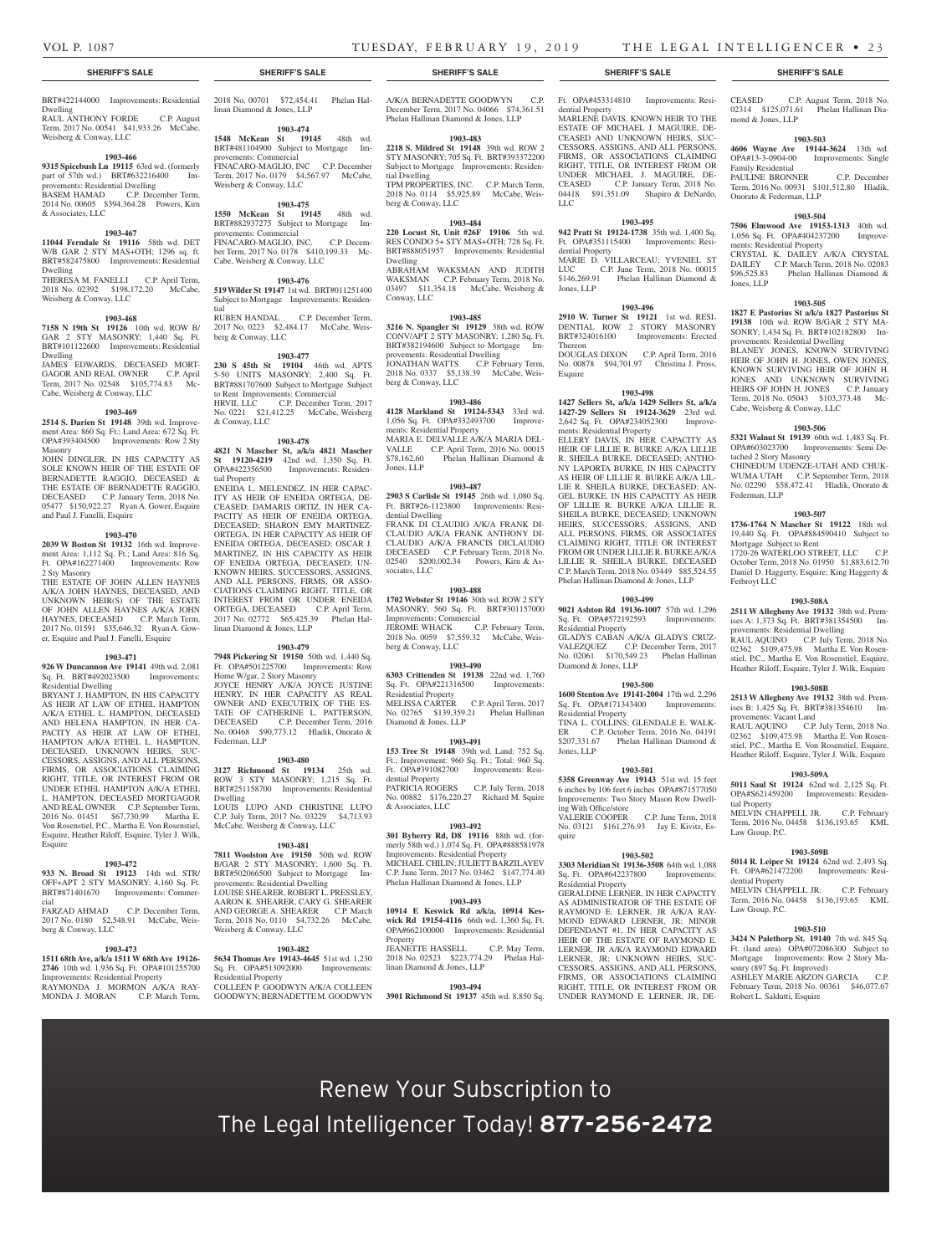## SHERIFF'S SALE

BRT#422144000 Improvements: Residential Dwelling
RAUL ANTHONY FORDE C.P. August Term, 2017 No. 00541 $41,933.26 McCabe, Weisberg & Conway, LLC

**1903-466**

**9315 Spicebush Ln 19115** 63rd wd. (formerly part of 57th wd.) BRT#632216400 Improvements: Residential Dwelling
BASEM HAMAD C.P. December Term, 2014 No. 00605 $394,364.28 Powers, Kirn & Associates, LLC

**1903-467**

**11044 Ferndale St 19116** 58th wd. DET W/B GAR 2 STY MAS+OTH; 1296 sq. ft. BRT#582475800 Improvements: Residential Dwelling
THERESA M. FANELLI C.P. April Term, 2018 No. 02392 $198,172.20 McCabe, Weisberg & Conway, LLC

**1903-468**

**7158 N 19th St 19126** 10th wd. ROW B/GAR 2 STY MASONRY; 1,440 Sq. Ft. BRT#101122600 Improvements: Residential Dwelling
JAMES EDWARDS, DECEASED MORTGAGOR AND REAL OWNER C.P. April Term, 2017 No. 02548 $105,774.83 McCabe, Weisberg & Conway, LLC

**1903-469**

**2514 S. Darien St 19148** 39th wd. Improvement Area: 860 Sq. Ft.; Land Area: 672 Sq. Ft. OPA#393404500 Improvements: Row 2 Sty Masonry
JOHN DINGLER, IN HIS CAPACITY AS SOLE KNOWN HEIR OF THE ESTATE OF BERNADETTE RAGGIO, DECEASED & THE ESTATE OF BERNADETTE RAGGIO, DECEASED C.P. January Term, 2018 No. 05477 $150,922.27 Ryan A. Gower, Esquire and Paul J. Fanelli, Esquire

**1903-470**

**2039 W Boston St 19132** 16th wd. Improvement Area: 1,112 Sq. Ft.; Land Area: 816 Sq. Ft. OPA#162271400 Improvements: Row 2 Sty Masonry
THE ESTATE OF JOHN ALLEN HAYNES A/K/A JOHN HAYNES, DECEASED, AND UNKNOWN HEIR(S) OF THE ESTATE OF JOHN ALLEN HAYNES A/K/A JOHN HAYNES, DECEASED C.P. March Term, 2017 No. 01591 $35,646.32 Ryan A. Gower, Esquire and Paul J. Fanelli, Esquire

**1903-471**

**926 W Duncannon Ave 19141** 49th wd. 2,081 Sq. Ft. BRT#492023500 Improvements: Residential Dwelling
BRYANT J. HAMPTON, IN HIS CAPACITY AS HEIR AT LAW OF ETHEL HAMPTON A/K/A ETHEL L. HAMPTON, DECEASED AND HELENA HAMPTON, IN HER CAPACITY AS HEIR AT LAW OF ETHEL HAMPTON A/K/A ETHEL L. HAMPTON, DECEASED, UNKNOWN HEIRS, SUCCESSORS, ASSIGNS, AND ALL PERSONS, FIRMS, OR ASSOCIATIONS CLAIMING RIGHT, TITLE, OR INTEREST FROM OR UNDER ETHEL HAMPTON A/K/A ETHEL L. HAMPTON, DECEASED MORTGAGOR AND REAL OWNER C.P. September Term, 2016 No. 01451 $67,730.99 Martha E. Von Rosenstiel, P.C., Martha E. Von Rosenstiel, Esquire, Heather Riloff, Esquire, Tyler J. Wilk, Esquire

**1903-472**

**933 N. Broad St 19123** 14th wd. STR/OFF+APT 2 STY MASONRY; 4,160 Sq. Ft. BRT#871401670 Improvements: Commercial
FARZAD AHMAD C.P. December Term, 2017 No. 0180 $2,548.91 McCabe, Weisberg & Conway, LLC

**1903-473**

**1511 68th Ave, a/k/a 1511 W 68th Ave 19126-2746** 10th wd. 1,936 Sq. Ft. OPA#101255700 Improvements: Residential Property
RAYMONDA J. MORMON A/K/A RAYMONDA J. MORAN C.P. March Term, 2018 No. 00701 $72,454.41 Phelan Hallinan Diamond & Jones, LLP

**1903-474**

**1548 McKean St 19145** 48th wd. BRT#481104900 Subject to Mortgage Improvements: Commercial
FINACARO-MAGLIO, INC C.P. December Term, 2017 No. 0179 $4,567.97 McCabe, Weisberg & Conway, LLC

**1903-475**

**1550 McKean St 19145** 48th wd. BRT#882937275 Subject to Mortgage Improvements: Commercial
FINACARO-MAGLIO, INC. C.P. December Term, 2017 No. 0178 $410,199.33 McCabe, Weisberg & Conway, LLC

**1903-476**

**519 Wilder St 19147** 1st wd. BRT#011251400 Subject to Mortgage Improvements: Residential
RUBEN HANDAL C.P. December Term, 2017 No. 0223 $2,484.17 McCabe, Weisberg & Conway, LLC

**1903-477**

**230 S 45th St 19104** 46th wd. APTS 5-50 UNITS MASONRY; 2,400 Sq. Ft. BRT#881707600 Subject to Mortgage Subject to Rent Improvements: Commercial
HRVII, LLC C.P. December Term, 2017 No. 0221 $21,412.25 McCabe, Weisberg & Conway, LLC

**1903-478**

**4821 N Mascher St, a/k/a 4821 Mascher St 19120-4219** 42nd wd. 1,350 Sq. Ft. OPA#422356500 Improvements: Residential Property
ENEIDA L. MELENDEZ, IN HER CAPACITY AS HEIR OF ENEIDA ORTEGA, DECEASED; DAMARIS ORTIZ, IN HER CAPACITY AS HEIR OF ENEIDA ORTEGA, DECEASED; SHARON EMY MARTINEZ-ORTEGA, IN HER CAPACITY AS HEIR OF ENEIDA ORTEGA, DECEASED; OSCAR J. MARTINEZ, IN HIS CAPACITY AS HEIR OF ENEIDA ORTEGA, DECEASED; UNKNOWN HEIRS, SUCCESSORS, ASSIGNS, AND ALL PERSONS, FIRMS, OR ASSOCIATIONS CLAIMING RIGHT, TITLE, OR INTEREST FROM OR UNDER ENEIDA ORTEGA, DECEASED C.P. April Term, 2017 No. 02772 $65,425.39 Phelan Hallinan Diamond & Jones, LLP

**1903-479**

**7948 Pickering St 19150** 50th wd. 1,440 Sq. Ft. OPA#501225700 Improvements: Row Home W/gar, 2 Story Masonry
JOYCE HENRY A/K/A JOYCE JUSTINE HENRY, IN HER CAPACITY AS REAL OWNER AND EXECUTRIX OF THE ESTATE OF CATHERINE L. PATTERSON, DECEASED C.P. December Term, 2016 No. 00468 $90,773.12 Hladik, Onorato & Federman, LLP

**1903-480**

**3127 Richmond St 19134** 25th wd. ROW 3 STY MASONRY; 1,215 Sq. Ft. BRT#251158700 Improvements: Residential Dwelling
LOUIS LUPO AND CHRISTINE LUPO C.P. July Term, 2017 No. 03229 $4,713.93 McCabe, Weisberg & Conway, LLC

**1903-481**

**7811 Woolston Ave 19150** 50th wd. ROW B/GAR 2 STY MASONRY; 1,600 Sq. Ft. BRT#502066500 Subject to Mortgage Improvements: Residential Dwelling
LOUISE SHEARER, ROBERT L. PRESSLEY, AARON K. SHEARER, CARY G. SHEARER AND GEORGE A. SHEARER C.P. March Term, 2018 No. 0110 $4,732.26 McCabe, Weisberg & Conway, LLC

**1903-482**

**5634 Thomas Ave 19143-4645** 51st wd. 1,230 Sq. Ft. OPA#513092000 Improvements: Residential Property
COLLEEN P. GOODWYN A/K/A COLLEEN GOODWYN; BERNADETTE M. GOODWYN A/K/A BERNADETTE GOODWYN C.P. December Term, 2017 No. 04066 $74,361.51 Phelan Hallinan Diamond & Jones, LLP

**1903-483**

**2218 S. Mildred St 19148** 39th wd. ROW 2 STY MASONRY; 705 Sq. Ft. BRT#393372200 Subject to Mortgage Improvements: Residential Dwelling
TPM PROPERTIES, INC. C.P. March Term, 2018 No. 0114 $5,925.89 McCabe, Weisberg & Conway, LLC

**1903-484**

**220 Locust St, Unit #26F 19106** 5th wd. RES CONDO 5+ STY MAS+OTH; 728 Sq. Ft. BRT#888051957 Improvements: Residential Dwelling
ABRAHAM WAKSMAN AND JUDITH WAKSMAN C.P. February Term, 2018 No. 03497 $11,354.18 McCabe, Weisberg & Conway, LLC

**1903-485**

**3216 N. Spangler St 19129** 38th wd. ROW CONV/APT 2 STY MASONRY; 1,280 Sq. Ft. BRT#382194600 Subject to Mortgage Improvements: Residential Dwelling
JONATHAN WATTS C.P. February Term, 2018 No. 0337 $5,138.39 McCabe, Weisberg & Conway, LLC

**1903-486**

**4128 Markland St 19124-5343** 33rd wd. 1,056 Sq. Ft. OPA#332493700 Improvements: Residential Property
MARIA E. DELVALLE A/K/A MARIA DELVALLE C.P. April Term, 2016 No. 00015 $78,162.60 Phelan Hallinan Diamond & Jones, LLP

**1903-487**

**2903 S Carlisle St 19145** 26th wd. 1,080 Sq. Ft. BRT#26-1123800 Improvements: Residential Dwelling
FRANK DI CLAUDIO A/K/A FRANK DI-CLAUDIO A/K/A FRANK ANTHONY DI-CLAUDIO A/K/A FRANCIS DICLAUDIO DECEASED C.P. February Term, 2018 No. 02540 $200,002.34 Powers, Kirn & Associates, LLC

**1903-488**

**1702 Webster St 19146** 30th wd. ROW 2 STY MASONRY; 560 Sq. Ft. BRT#301157000 Improvements: Commercial
JEROME WHACK C.P. February Term, 2018 No. 0059 $7,559.32 McCabe, Weisberg & Conway, LLC

**1903-490**

**6303 Crittenden St 19138** 22nd wd. 1,760 Sq. Ft. OPA#221316500 Improvements: Residential Property
MELISSA CARTER C.P. April Term, 2017 No. 02765 $139,359.21 Phelan Hallinan Diamond & Jones, LLP

**1903-491**

**153 Tree St 19148** 39th wd. Land: 752 Sq. Ft.; Improvement: 960 Sq. Ft.; Total: 960 Sq. Ft. OPA#391082700 Improvements: Residential Property
PATRICIA ROGERS C.P. July Term, 2018 No. 00882 $176,220.27 Richard M. Squire & Associates, LLC

**1903-492**

**301 Byberry Rd, D8 19116** 88th wd. (formerly 58th wd.) 1,074 Sq. Ft. OPA#888581978 Improvements: Residential Property
MICHAEL CHILIN; JULIETT BARZILAYEV C.P. June Term, 2017 No. 03462 $147,774.40 Phelan Hallinan Diamond & Jones, LLP

**1903-493**

**10914 E Keswick Rd a/k/a, 10914 Keswick Rd 19154-4116** 66th wd. 1,360 Sq. Ft. OPA#662100000 Improvements: Residential Property
JEANETTE HASSELL C.P. May Term, 2018 No. 02523 $223,774.29 Phelan Hallinan Diamond & Jones, LLP

**1903-494**

**3901 Richmond St 19137** 45th wd. 8,850 Sq. Ft. OPA#453314810 Improvements: Residential Property
MARLENE DAVIS, KNOWN HEIR TO THE ESTATE OF MICHAEL J. MAGUIRE, DECEASED AND UNKNOWN HEIRS, SUCCESSORS, ASSIGNS, AND ALL PERSONS, FIRMS, OR ASSOCIATIONS CLAIMING RIGHT, TITLE, OR INTEREST FROM OR UNDER MICHAEL J. MAGUIRE, DECEASED C.P. January Term, 2018 No. 04418 $91,351.09 Shapiro & DeNardo, LLC

**1903-495**

**942 Pratt St 19124-1738** 35th wd. 1,400 Sq. Ft. OPA#351115400 Improvements: Residential Property
MARIE D. VILLARCEAU; YVENIEL ST LUC C.P. June Term, 2018 No. 00015 $146,269.91 Phelan Hallinan Diamond & Jones, LLP

**1903-496**

**2910 W. Turner St 19121** 1st wd. RESIDENTIAL ROW 2 STORY MASONRY BRT#324016100 Improvements: Erected Thereon
DOUGLAS DIXON C.P. April Term, 2016 No. 00878 $94,701.97 Christina J. Pross, Esquire

**1903-498**

**1427 Sellers St, a/k/a 1429 Sellers St, a/k/a 1427-29 Sellers St 19124-3629** 23rd wd. 2,642 Sq. Ft. OPA#234052300 Improvements: Residential Property
ELLERY DAVIS, IN HER CAPACITY AS HEIR OF LILLIE R. BURKE A/K/A LILLIE R. SHEILA BURKE, DECEASED; ANTHONY LAPORTA BURKE, IN HIS CAPACITY AS HEIR OF LILLIE R. BURKE A/K/A LILLIE R. SHEILA BURKE, DECEASED; ANGEL BURKE, IN HIS CAPACITY AS HEIR OF LILLIE R. BURKE A/K/A LILLIE R. SHEILA BURKE, DECEASED; UNKNOWN HEIRS, SUCCESSORS, ASSIGNS, AND ALL PERSONS, FIRMS, OR ASSOCIATES CLAIMING RIGHT, TITLE OR INTEREST FROM OR UNDER LILLIE R. BURKE A/K/A LILLIE R. SHEILA BURKE, DECEASED C.P. March Term, 2018 No. 03449 $85,524.55 Phelan Hallinan Diamond & Jones, LLP

**1903-499**

**9021 Ashton Rd 19136-1007** 57th wd. 1,296 Sq. Ft. OPA#572192593 Improvements: Residential Property
GLADYS CABAN A/K/A GLADYS CRUZ-VALEZQUEZ C.P. December Term, 2017 No. 02061 $170,549.23 Phelan Hallinan Diamond & Jones, LLP

**1903-500**

**1600 Stenton Ave 19141-2004** 17th wd. 2,296 Sq. Ft. OPA#171343400 Improvements: Residential Property
TINA L. COLLINS; GLENDALE E. WALKER C.P. October Term, 2016 No. 04191 $207,331.67 Phelan Hallinan Diamond & Jones, LLP

**1903-501**

**5358 Greenway Ave 19143** 51st wd. 15 feet 6 inches by 106 feet 6 inches OPA#871577050 Improvements: Two Story Mason Row Dwelling With Office/store
VALERIE COOPER C.P. June Term, 2018 No. 03121 $161,276.93 Jay E. Kivitz, Esquire

**1903-502**

**3303 Meridian St 19136-3508** 64th wd. 1,088 Sq. Ft. OPA#642237800 Improvements: Residential Property
GERALDINE LERNER, IN HER CAPACITY AS ADMINISTRATOR OF THE ESTATE OF RAYMOND E. LERNER, JR A/K/A RAYMOND EDWARD LERNER, JR; MINOR DEFENDANT #1, IN HER CAPACITY AS HEIR OF THE ESTATE OF RAYMOND E. LERNER, JR A/K/A RAYMOND EDWARD LERNER, JR; UNKNOWN HEIRS, SUCCESSORS, ASSIGNS, AND ALL PERSONS, FIRMS, OR ASSOCIATIONS CLAIMING RIGHT, TITLE, OR INTEREST FROM OR UNDER RAYMOND E. LERNER, JR, DECEASED C.P. August Term, 2018 No. 02314 $125,071.61 Phelan Hallinan Diamond & Jones, LLP

**1903-503**

**4606 Wayne Ave 19144-3624** 13th wd. OPA#13-3-0904-00 Improvements: Single Family Residential
PAULINE BRONNER C.P. December Term, 2016 No. 00931 $101,512.80 Hladik, Onorato & Federman, LLP

**1903-504**

**7506 Elmwood Ave 19153-1313** 40th wd. 1,056 Sq. Ft. OPA#404237200 Improvements: Residential Property
CRYSTAL K. DAILEY A/K/A CRYSTAL DAILEY C.P. March Term, 2018 No. 02083 $96,525.83 Phelan Hallinan Diamond & Jones, LLP

**1903-505**

**1827 E Pastorius St a/k/a 1827 Pastorius St 19138** 10th wd. ROW B/GAR 2 STY MASONRY; 1,434 Sq. Ft. BRT#102182800 Improvements: Residential Dwelling
BLANEY JONES, KNOWN SURVIVING HEIR OF JOHN H. JONES, OWEN JONES, KNOWN SURVIVING HEIR OF JOHN H. JONES AND UNKNOWN SURVIVING HEIRS OF JOHN H. JONES C.P. January Term, 2018 No. 05043 $103,373.48 McCabe, Weisberg & Conway, LLC

**1903-506**

**5321 Walnut St 19139** 60th wd. 1,483 Sq. Ft. OPA#603023700 Improvements: Semi Detached 2 Story Masonry
CHINEDUM UDENZE-UTAH AND CHUKWUMA UTAH C.P. September Term, 2018 No. 02290 $58,472.41 Hladik, Onorato & Federman, LLP

**1903-507**

**1736-1764 N Mascher St 19122** 18th wd. 19,440 Sq. Ft. OPA#884590410 Subject to Mortgage Subject to Rent
1720-26 WATERLOO STREET, LLC C.P. October Term, 2018 No. 01950 $1,883,612.70 Daniel D. Haggerty, Esquire; King Haggerty & Fetbroyt LLC

**1903-508A**

**2511 W Allegheny Ave 19132** 38th wd. Premises A: 1,373 Sq. Ft. BRT#381354500 Improvements: Residential Dwelling
RAUL AQUINO C.P. July Term, 2018 No. 02362 $109,475.98 Martha E. Von Rosenstiel, P.C., Martha E. Von Rosenstiel, Esquire, Heather Riloff, Esquire, Tyler J. Wilk, Esquire

**1903-508B**

**2513 W Allegheny Ave 19132** 38th wd. Premises B: 1,425 Sq. Ft. BRT#381354610 Improvements: Vacant Land
RAUL AQUINO C.P. July Term, 2018 No. 02362 $109,475.98 Martha E. Von Rosenstiel, P.C., Martha E. Von Rosenstiel, Esquire, Heather Riloff, Esquire, Tyler J. Wilk, Esquire

**1903-509A**

**5011 Saul St 19124** 62nd wd. 2,125 Sq. Ft. OPA#621459200 Improvements: Residential Property
MELVIN CHAPPELL JR. C.P. February Term, 2016 No. 04458 $136,193.65 KML Law Group, P.C.

**1903-509B**

**5014 R. Leiper St 19124** 62nd wd. 2,493 Sq. Ft. OPA#621472200 Improvements: Residential Property
MELVIN CHAPPELL JR. C.P. February Term, 2016 No. 04458 $136,193.65 KML Law Group, P.C.

**1903-510**

**3424 N Palethorp St. 19140** 7th wd. 845 Sq. Ft. (land area) OPA#072086300 Subject to Mortgage Improvements: Row 2 Story Masonry (897 Sq. Ft. Improved)
ASHLEY MARIE ARZON GARCIA C.P. February Term, 2018 No. 00361 $46,077.67 Robert L. Saldutti, Esquire

Renew Your Subscription to
The Legal Intelligencer Today! **877-256-2472**